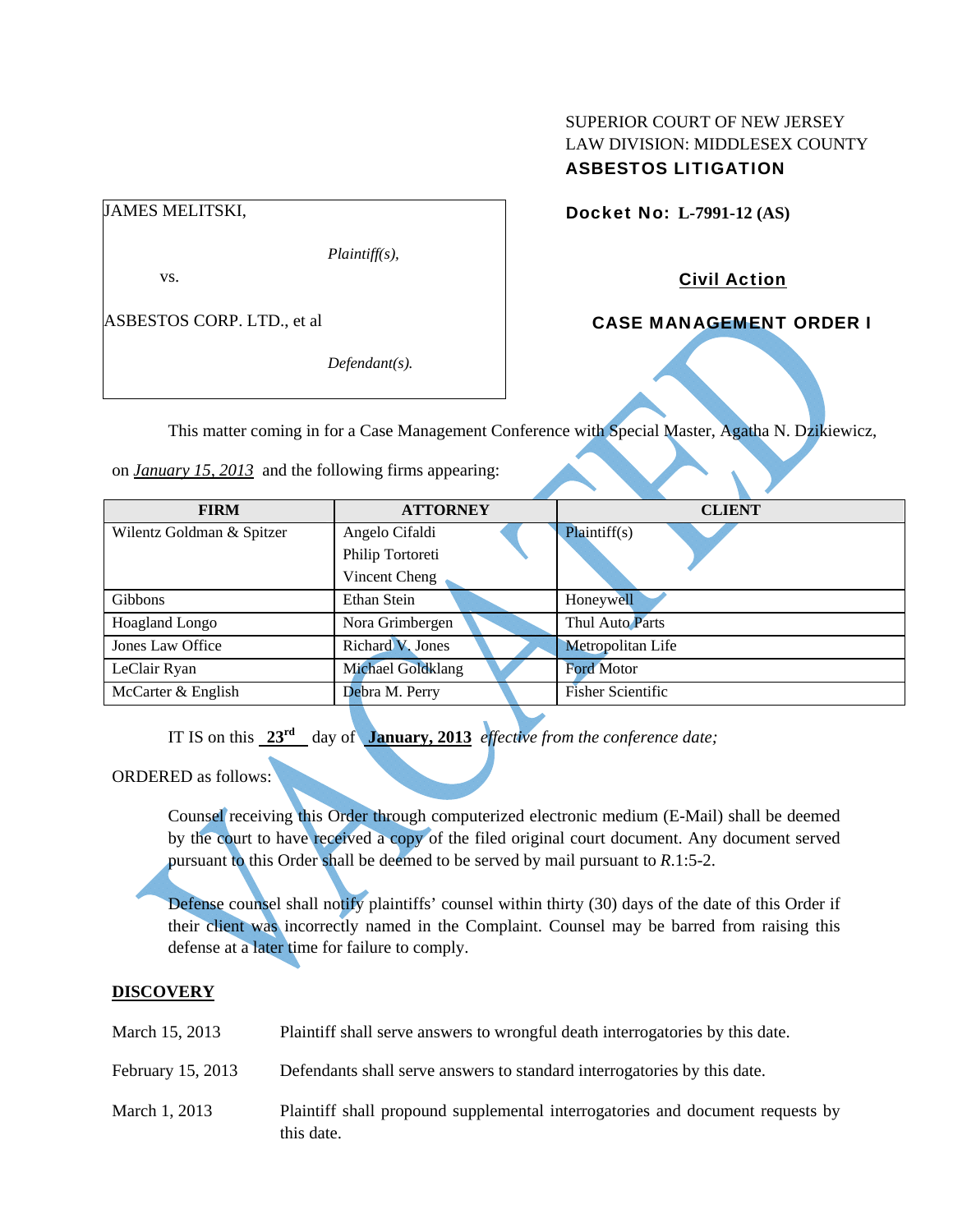SUPERIOR COURT OF NEW JERSEY
LAW DIVISION: MIDDLESEX COUNTY
**ASBESTOS LITIGATION**

JAMES MELITSKI,

*Plaintiff(s),*

vs.

ASBESTOS CORP. LTD., et al

*Defendant(s).*

**Docket No: L-7991-12 (AS)**

**Civil Action**

**CASE MANAGEMENT ORDER I**

VACATED

This matter coming in for a Case Management Conference with Special Master, Agatha N. Dzikiewicz, on ***January 15, 2013*** and the following firms appearing:

| FIRM | ATTORNEY | CLIENT |
| --- | --- | --- |
| Wilentz Goldman & Spitzer | Angelo Cifaldi<br>Philip Tortoreti<br>Vincent Cheng | Plaintiff(s) |
| Gibbons | Ethan Stein | Honeywell |
| Hoagland Longo | Nora Grimbergen | Thul Auto Parts |
| Jones Law Office | Richard V. Jones | Metropolitan Life |
| LeClair Ryan | Michael Goldklang | Ford Motor |
| McCarter & English | Debra M. Perry | Fisher Scientific |

IT IS on this **23rd** day of **January, 2013** *effective from the conference date;*

ORDERED as follows:

Counsel receiving this Order through computerized electronic medium (E-Mail) shall be deemed by the court to have received a copy of the filed original court document. Any document served pursuant to this Order shall be deemed to be served by mail pursuant to *R*.1:5-2.

Defense counsel shall notify plaintiffs' counsel within thirty (30) days of the date of this Order if their client was incorrectly named in the Complaint. Counsel may be barred from raising this defense at a later time for failure to comply.

**DISCOVERY**

| | |
| --- | --- |
| March 15, 2013 | Plaintiff shall serve answers to wrongful death interrogatories by this date. |
| February 15, 2013 | Defendants shall serve answers to standard interrogatories by this date. |
| March 1, 2013 | Plaintiff shall propound supplemental interrogatories and document requests by this date. |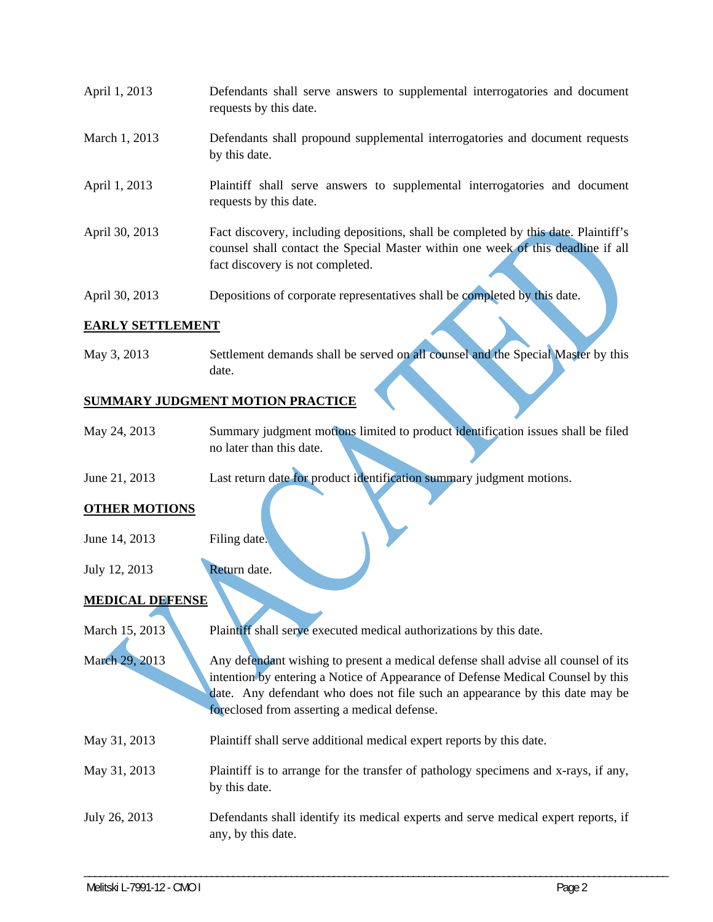| | |
|---|---|
| April 1, 2013 | Defendants shall serve answers to supplemental interrogatories and document requests by this date. |
| March 1, 2013 | Defendants shall propound supplemental interrogatories and document requests by this date. |
| April 1, 2013 | Plaintiff shall serve answers to supplemental interrogatories and document requests by this date. |
| April 30, 2013 | Fact discovery, including depositions, shall be completed by this date. Plaintiff's counsel shall contact the Special Master within one week of this deadline if all fact discovery is not completed. |
| April 30, 2013 | Depositions of corporate representatives shall be completed by this date. |

**EARLY SETTLEMENT**

| | |
|---|---|
| May 3, 2013 | Settlement demands shall be served on all counsel and the Special Master by this date. |

**SUMMARY JUDGMENT MOTION PRACTICE**

| | |
|---|---|
| May 24, 2013 | Summary judgment motions limited to product identification issues shall be filed no later than this date. |
| June 21, 2013 | Last return date for product identification summary judgment motions. |

**OTHER MOTIONS**

| | |
|---|---|
| June 14, 2013 | Filing date. |
| July 12, 2013 | Return date. |

**MEDICAL DEFENSE**

| | |
|---|---|
| March 15, 2013 | Plaintiff shall serve executed medical authorizations by this date. |
| March 29, 2013 | Any defendant wishing to present a medical defense shall advise all counsel of its intention by entering a Notice of Appearance of Defense Medical Counsel by this date. Any defendant who does not file such an appearance by this date may be foreclosed from asserting a medical defense. |
| May 31, 2013 | Plaintiff shall serve additional medical expert reports by this date. |
| May 31, 2013 | Plaintiff is to arrange for the transfer of pathology specimens and x-rays, if any, by this date. |
| July 26, 2013 | Defendants shall identify its medical experts and serve medical expert reports, if any, by this date. |

VACATED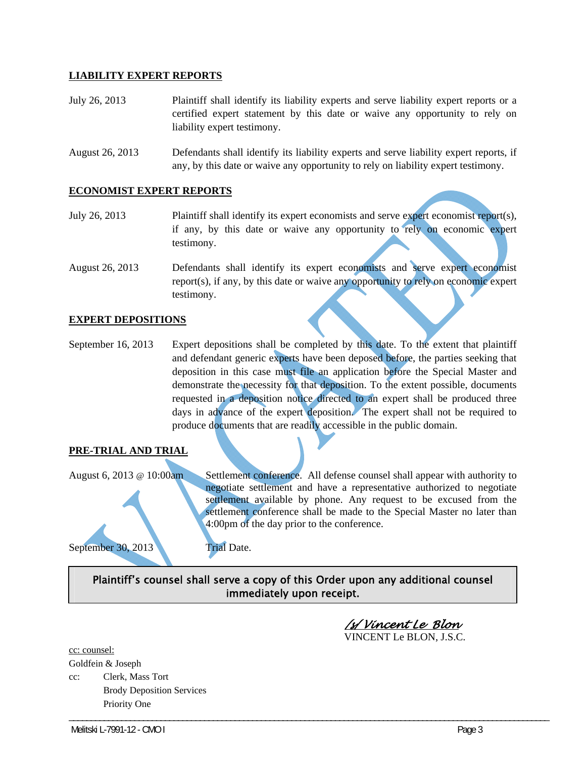**LIABILITY EXPERT REPORTS**

July 26, 2013 — Plaintiff shall identify its liability experts and serve liability expert reports or a certified expert statement by this date or waive any opportunity to rely on liability expert testimony.

August 26, 2013 — Defendants shall identify its liability experts and serve liability expert reports, if any, by this date or waive any opportunity to rely on liability expert testimony.

**ECONOMIST EXPERT REPORTS**

July 26, 2013 — Plaintiff shall identify its expert economists and serve expert economist report(s), if any, by this date or waive any opportunity to rely on economic expert testimony.

August 26, 2013 — Defendants shall identify its expert economists and serve expert economist report(s), if any, by this date or waive any opportunity to rely on economic expert testimony.

**EXPERT DEPOSITIONS**

September 16, 2013 — Expert depositions shall be completed by this date. To the extent that plaintiff and defendant generic experts have been deposed before, the parties seeking that deposition in this case must file an application before the Special Master and demonstrate the necessity for that deposition. To the extent possible, documents requested in a deposition notice directed to an expert shall be produced three days in advance of the expert deposition. The expert shall not be required to produce documents that are readily accessible in the public domain.

**PRE-TRIAL AND TRIAL**

August 6, 2013 @ 10:00am — Settlement conference. All defense counsel shall appear with authority to negotiate settlement and have a representative authorized to negotiate settlement available by phone. Any request to be excused from the settlement conference shall be made to the Special Master no later than 4:00pm of the day prior to the conference.

September 30, 2013 — Trial Date.

VACATED

**Plaintiff's counsel shall serve a copy of this Order upon any additional counsel immediately upon receipt.**

/s/ Vincent Le Blon
VINCENT Le BLON, J.S.C.

cc: counsel:
Goldfein & Joseph

cc: Clerk, Mass Tort
Brody Deposition Services
Priority One